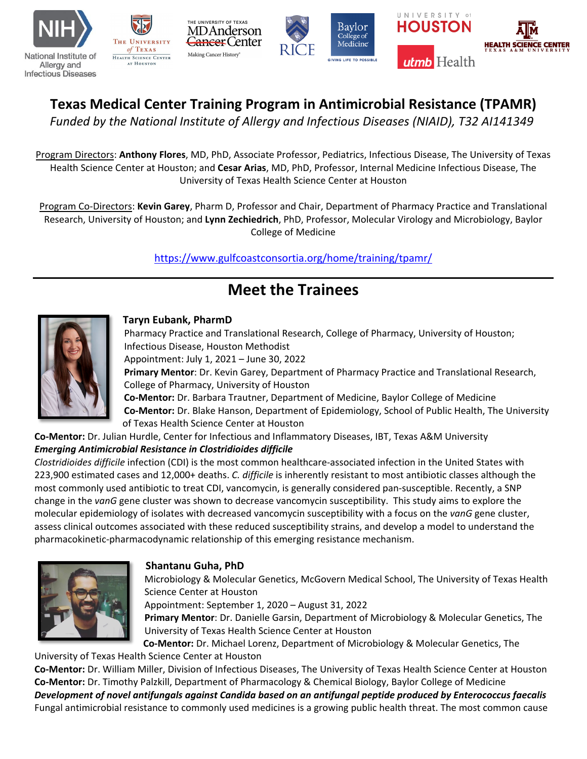# Texas Medical Center Training Program in Antimicrobial Resistance (TPAMR)

*Funded by the National Institute of Allergy and Infectious Diseases (NIAID), T32 AI141349*

Program Directors: **Anthony Flores**, MD, PhD, Associate Professor, Pediatrics, Infectious Disease, The University of Texas Health Science Center at Houston; and **Cesar Arias**, MD, PhD, Professor, Internal Medicine Infectious Disease, The University of Texas Health Science Center at Houston

Program Co-Directors: **Kevin Garey**, Pharm D, Professor and Chair, Department of Pharmacy Practice and Translational Research, University of Houston; and **Lynn Zechiedrich**, PhD, Professor, Molecular Virology and Microbiology, Baylor College of Medicine

https://www.gulfcoastconsortia.org/home/training/tpamr/

## Meet the Trainees

### Taryn Eubank, PharmD

Pharmacy Practice and Translational Research, College of Pharmacy, University of Houston; Infectious Disease, Houston Methodist

Appointment: July 1, 2021 – June 30, 2022

**Primary Mentor**: Dr. Kevin Garey, Department of Pharmacy Practice and Translational Research, College of Pharmacy, University of Houston

**Co-Mentor:** Dr. Barbara Trautner, Department of Medicine, Baylor College of Medicine

**Co-Mentor:** Dr. Blake Hanson, Department of Epidemiology, School of Public Health, The University of Texas Health Science Center at Houston

**Co-Mentor:** Dr. Julian Hurdle, Center for Infectious and Inflammatory Diseases, IBT, Texas A&M University

***Emerging Antimicrobial Resistance in Clostridioides difficile***

*Clostridioides difficile* infection (CDI) is the most common healthcare-associated infection in the United States with 223,900 estimated cases and 12,000+ deaths. *C. difficile* is inherently resistant to most antibiotic classes although the most commonly used antibiotic to treat CDI, vancomycin, is generally considered pan-susceptible. Recently, a SNP change in the *vanG* gene cluster was shown to decrease vancomycin susceptibility. This study aims to explore the molecular epidemiology of isolates with decreased vancomycin susceptibility with a focus on the *vanG* gene cluster, assess clinical outcomes associated with these reduced susceptibility strains, and develop a model to understand the pharmacokinetic-pharmacodynamic relationship of this emerging resistance mechanism.

### Shantanu Guha, PhD

Microbiology & Molecular Genetics, McGovern Medical School, The University of Texas Health Science Center at Houston

Appointment: September 1, 2020 – August 31, 2022

**Primary Mentor**: Dr. Danielle Garsin, Department of Microbiology & Molecular Genetics, The University of Texas Health Science Center at Houston

**Co-Mentor:** Dr. Michael Lorenz, Department of Microbiology & Molecular Genetics, The University of Texas Health Science Center at Houston

**Co-Mentor:** Dr. William Miller, Division of Infectious Diseases, The University of Texas Health Science Center at Houston

**Co-Mentor:** Dr. Timothy Palzkill, Department of Pharmacology & Chemical Biology, Baylor College of Medicine

***Development of novel antifungals against Candida based on an antifungal peptide produced by Enterococcus faecalis***

Fungal antimicrobial resistance to commonly used medicines is a growing public health threat. The most common cause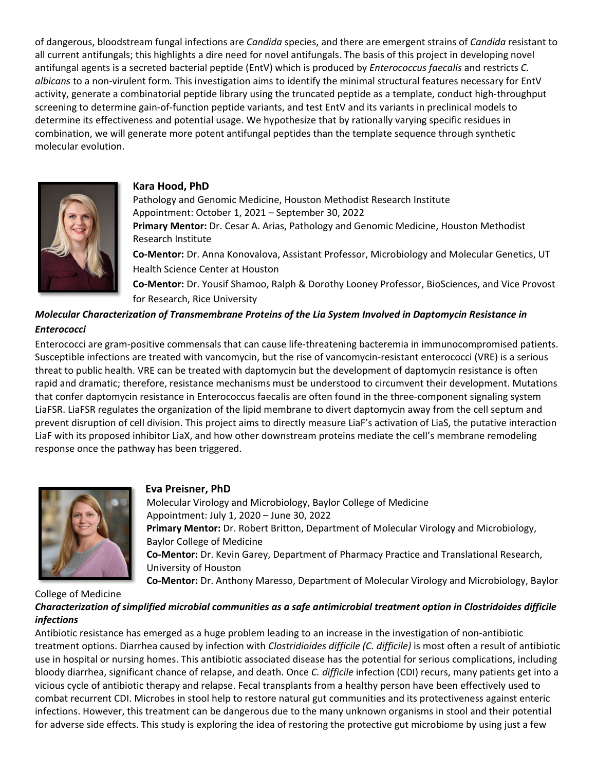of dangerous, bloodstream fungal infections are *Candida* species, and there are emergent strains of *Candida* resistant to all current antifungals; this highlights a dire need for novel antifungals. The basis of this project in developing novel antifungal agents is a secreted bacterial peptide (EntV) which is produced by *Enterococcus faecalis* and restricts *C. albicans* to a non-virulent form. This investigation aims to identify the minimal structural features necessary for EntV activity, generate a combinatorial peptide library using the truncated peptide as a template, conduct high-throughput screening to determine gain-of-function peptide variants, and test EntV and its variants in preclinical models to determine its effectiveness and potential usage. We hypothesize that by rationally varying specific residues in combination, we will generate more potent antifungal peptides than the template sequence through synthetic molecular evolution.

**Kara Hood, PhD**
Pathology and Genomic Medicine, Houston Methodist Research Institute
Appointment: October 1, 2021 – September 30, 2022
**Primary Mentor:** Dr. Cesar A. Arias, Pathology and Genomic Medicine, Houston Methodist Research Institute
**Co-Mentor:** Dr. Anna Konovalova, Assistant Professor, Microbiology and Molecular Genetics, UT Health Science Center at Houston
**Co-Mentor:** Dr. Yousif Shamoo, Ralph & Dorothy Looney Professor, BioSciences, and Vice Provost for Research, Rice University

***Molecular Characterization of Transmembrane Proteins of the Lia System Involved in Daptomycin Resistance in Enterococci***

Enterococci are gram-positive commensals that can cause life-threatening bacteremia in immunocompromised patients. Susceptible infections are treated with vancomycin, but the rise of vancomycin-resistant enterococci (VRE) is a serious threat to public health. VRE can be treated with daptomycin but the development of daptomycin resistance is often rapid and dramatic; therefore, resistance mechanisms must be understood to circumvent their development. Mutations that confer daptomycin resistance in Enterococcus faecalis are often found in the three-component signaling system LiaFSR. LiaFSR regulates the organization of the lipid membrane to divert daptomycin away from the cell septum and prevent disruption of cell division. This project aims to directly measure LiaF's activation of LiaS, the putative interaction LiaF with its proposed inhibitor LiaX, and how other downstream proteins mediate the cell's membrane remodeling response once the pathway has been triggered.

**Eva Preisner, PhD**
Molecular Virology and Microbiology, Baylor College of Medicine
Appointment: July 1, 2020 – June 30, 2022
**Primary Mentor:** Dr. Robert Britton, Department of Molecular Virology and Microbiology, Baylor College of Medicine
**Co-Mentor:** Dr. Kevin Garey, Department of Pharmacy Practice and Translational Research, University of Houston
**Co-Mentor:** Dr. Anthony Maresso, Department of Molecular Virology and Microbiology, Baylor College of Medicine

***Characterization of simplified microbial communities as a safe antimicrobial treatment option in Clostridoides difficile infections***

Antibiotic resistance has emerged as a huge problem leading to an increase in the investigation of non-antibiotic treatment options. Diarrhea caused by infection with *Clostridioides difficile (C. difficile)* is most often a result of antibiotic use in hospital or nursing homes. This antibiotic associated disease has the potential for serious complications, including bloody diarrhea, significant chance of relapse, and death. Once *C. difficile* infection (CDI) recurs, many patients get into a vicious cycle of antibiotic therapy and relapse. Fecal transplants from a healthy person have been effectively used to combat recurrent CDI. Microbes in stool help to restore natural gut communities and its protectiveness against enteric infections. However, this treatment can be dangerous due to the many unknown organisms in stool and their potential for adverse side effects. This study is exploring the idea of restoring the protective gut microbiome by using just a few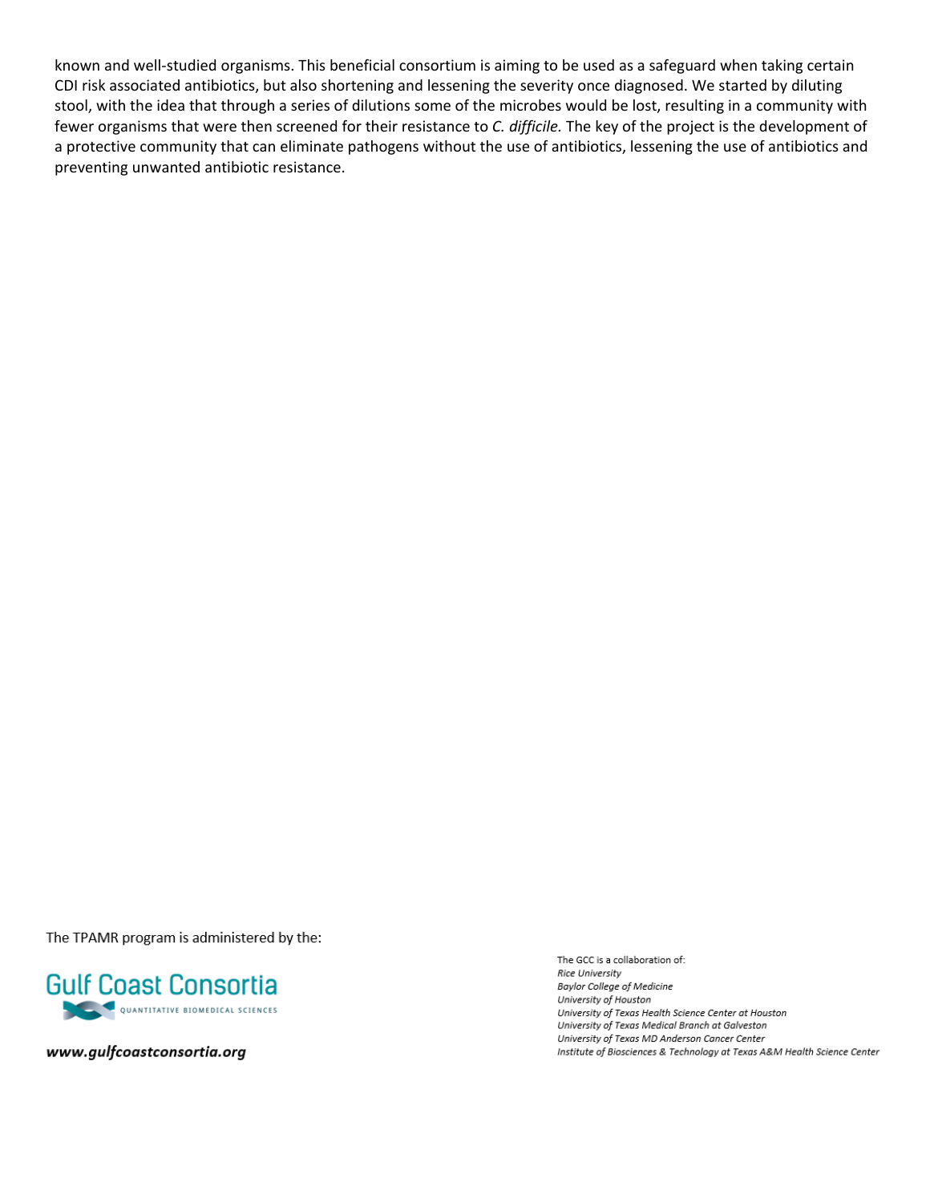known and well-studied organisms. This beneficial consortium is aiming to be used as a safeguard when taking certain CDI risk associated antibiotics, but also shortening and lessening the severity once diagnosed. We started by diluting stool, with the idea that through a series of dilutions some of the microbes would be lost, resulting in a community with fewer organisms that were then screened for their resistance to *C. difficile.* The key of the project is the development of a protective community that can eliminate pathogens without the use of antibiotics, lessening the use of antibiotics and preventing unwanted antibiotic resistance.

The TPAMR program is administered by the:

Gulf Coast Consortia
QUANTITATIVE BIOMEDICAL SCIENCES

***www.gulfcoastconsortia.org***

The GCC is a collaboration of:
*Rice University*
*Baylor College of Medicine*
*University of Houston*
*University of Texas Health Science Center at Houston*
*University of Texas Medical Branch at Galveston*
*University of Texas MD Anderson Cancer Center*
*Institute of Biosciences & Technology at Texas A&M Health Science Center*